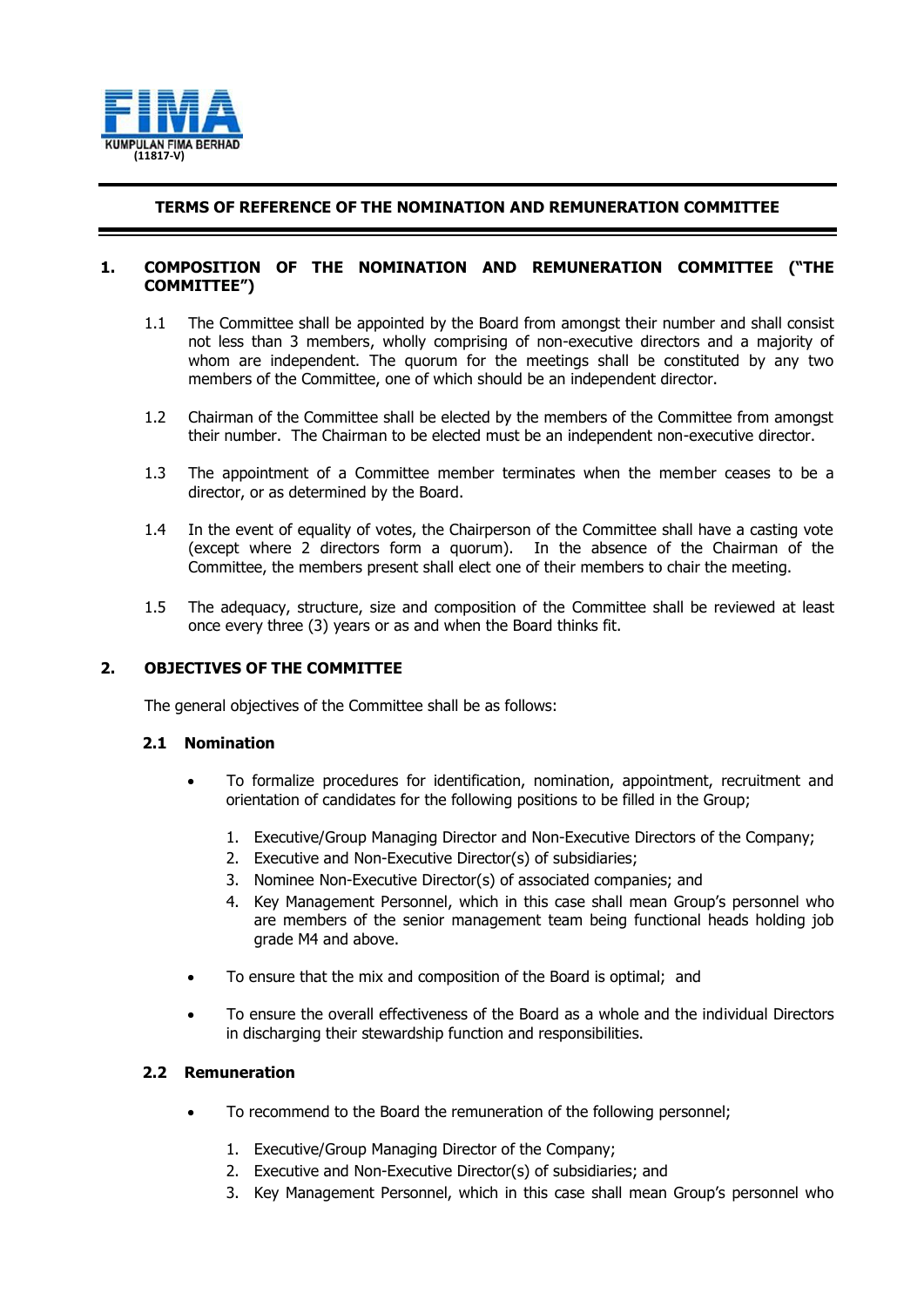KUMPULAN FIMA BERHAD
(11817-V)

# TERMS OF REFERENCE OF THE NOMINATION AND REMUNERATION COMMITTEE

## 1. COMPOSITION OF THE NOMINATION AND REMUNERATION COMMITTEE ("THE COMMITTEE")

1.1 The Committee shall be appointed by the Board from amongst their number and shall consist not less than 3 members, wholly comprising of non-executive directors and a majority of whom are independent. The quorum for the meetings shall be constituted by any two members of the Committee, one of which should be an independent director.

1.2 Chairman of the Committee shall be elected by the members of the Committee from amongst their number. The Chairman to be elected must be an independent non-executive director.

1.3 The appointment of a Committee member terminates when the member ceases to be a director, or as determined by the Board.

1.4 In the event of equality of votes, the Chairperson of the Committee shall have a casting vote (except where 2 directors form a quorum). In the absence of the Chairman of the Committee, the members present shall elect one of their members to chair the meeting.

1.5 The adequacy, structure, size and composition of the Committee shall be reviewed at least once every three (3) years or as and when the Board thinks fit.

## 2. OBJECTIVES OF THE COMMITTEE

The general objectives of the Committee shall be as follows:

### 2.1 Nomination

- To formalize procedures for identification, nomination, appointment, recruitment and orientation of candidates for the following positions to be filled in the Group;
  1. Executive/Group Managing Director and Non-Executive Directors of the Company;
  2. Executive and Non-Executive Director(s) of subsidiaries;
  3. Nominee Non-Executive Director(s) of associated companies; and
  4. Key Management Personnel, which in this case shall mean Group's personnel who are members of the senior management team being functional heads holding job grade M4 and above.
- To ensure that the mix and composition of the Board is optimal; and
- To ensure the overall effectiveness of the Board as a whole and the individual Directors in discharging their stewardship function and responsibilities.

### 2.2 Remuneration

- To recommend to the Board the remuneration of the following personnel;
  1. Executive/Group Managing Director of the Company;
  2. Executive and Non-Executive Director(s) of subsidiaries; and
  3. Key Management Personnel, which in this case shall mean Group's personnel who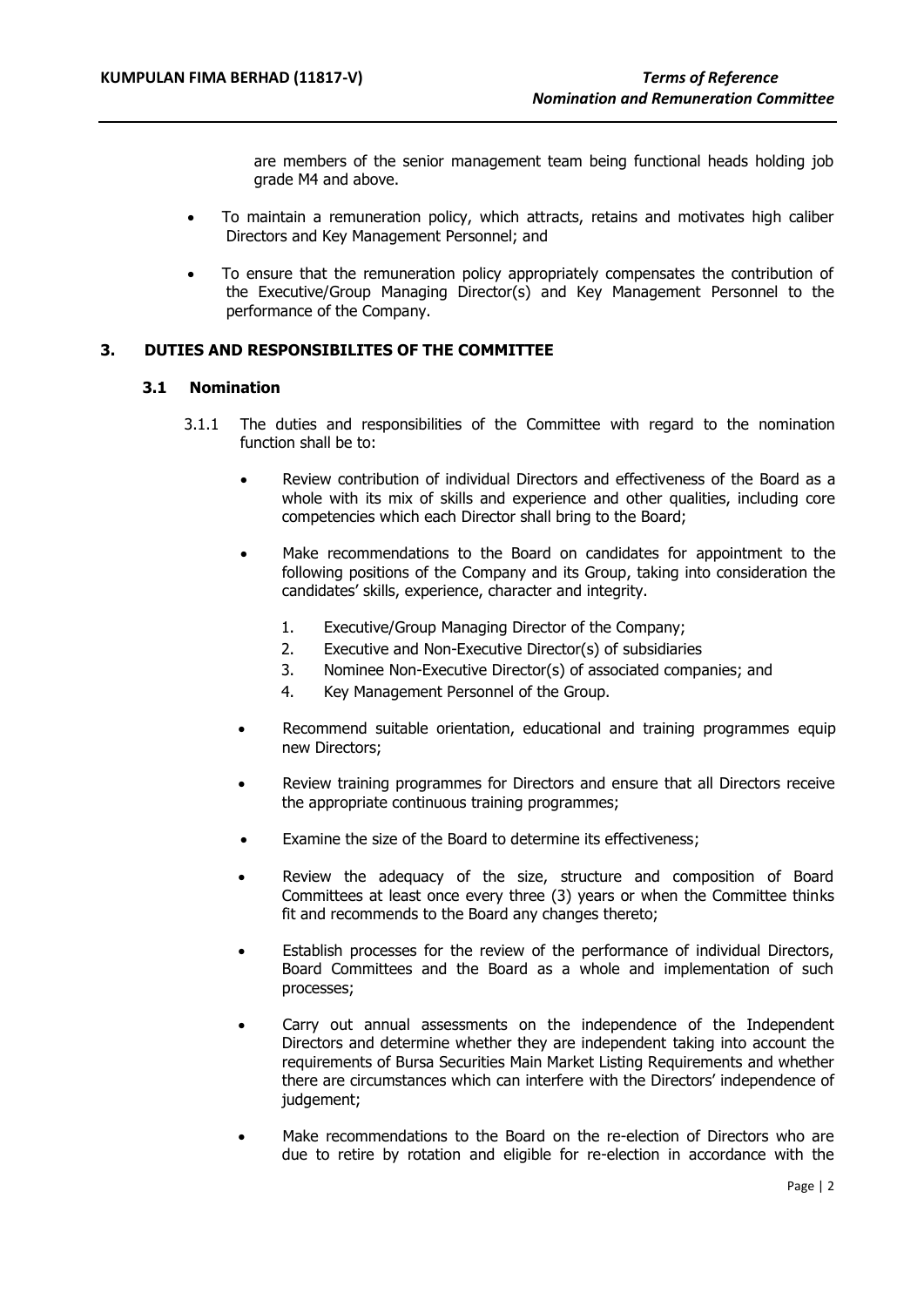are members of the senior management team being functional heads holding job grade M4 and above.

- To maintain a remuneration policy, which attracts, retains and motivates high caliber Directors and Key Management Personnel; and
- To ensure that the remuneration policy appropriately compensates the contribution of the Executive/Group Managing Director(s) and Key Management Personnel to the performance of the Company.

## 3. DUTIES AND RESPONSIBILITES OF THE COMMITTEE

### 3.1 Nomination

3.1.1 The duties and responsibilities of the Committee with regard to the nomination function shall be to:

- Review contribution of individual Directors and effectiveness of the Board as a whole with its mix of skills and experience and other qualities, including core competencies which each Director shall bring to the Board;
- Make recommendations to the Board on candidates for appointment to the following positions of the Company and its Group, taking into consideration the candidates' skills, experience, character and integrity.
  1. Executive/Group Managing Director of the Company;
  2. Executive and Non-Executive Director(s) of subsidiaries
  3. Nominee Non-Executive Director(s) of associated companies; and
  4. Key Management Personnel of the Group.
- Recommend suitable orientation, educational and training programmes equip new Directors;
- Review training programmes for Directors and ensure that all Directors receive the appropriate continuous training programmes;
- Examine the size of the Board to determine its effectiveness;
- Review the adequacy of the size, structure and composition of Board Committees at least once every three (3) years or when the Committee thinks fit and recommends to the Board any changes thereto;
- Establish processes for the review of the performance of individual Directors, Board Committees and the Board as a whole and implementation of such processes;
- Carry out annual assessments on the independence of the Independent Directors and determine whether they are independent taking into account the requirements of Bursa Securities Main Market Listing Requirements and whether there are circumstances which can interfere with the Directors' independence of judgement;
- Make recommendations to the Board on the re-election of Directors who are due to retire by rotation and eligible for re-election in accordance with the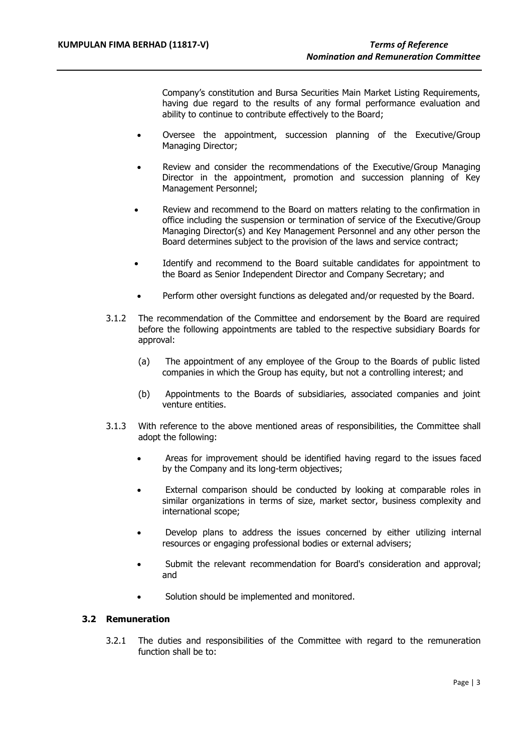Company's constitution and Bursa Securities Main Market Listing Requirements, having due regard to the results of any formal performance evaluation and ability to continue to contribute effectively to the Board;

- Oversee the appointment, succession planning of the Executive/Group Managing Director;
- Review and consider the recommendations of the Executive/Group Managing Director in the appointment, promotion and succession planning of Key Management Personnel;
- Review and recommend to the Board on matters relating to the confirmation in office including the suspension or termination of service of the Executive/Group Managing Director(s) and Key Management Personnel and any other person the Board determines subject to the provision of the laws and service contract;
- Identify and recommend to the Board suitable candidates for appointment to the Board as Senior Independent Director and Company Secretary; and
- Perform other oversight functions as delegated and/or requested by the Board.

3.1.2 The recommendation of the Committee and endorsement by the Board are required before the following appointments are tabled to the respective subsidiary Boards for approval:

(a) The appointment of any employee of the Group to the Boards of public listed companies in which the Group has equity, but not a controlling interest; and

(b) Appointments to the Boards of subsidiaries, associated companies and joint venture entities.

3.1.3 With reference to the above mentioned areas of responsibilities, the Committee shall adopt the following:

- Areas for improvement should be identified having regard to the issues faced by the Company and its long-term objectives;
- External comparison should be conducted by looking at comparable roles in similar organizations in terms of size, market sector, business complexity and international scope;
- Develop plans to address the issues concerned by either utilizing internal resources or engaging professional bodies or external advisers;
- Submit the relevant recommendation for Board's consideration and approval; and
- Solution should be implemented and monitored.

### 3.2 Remuneration

3.2.1 The duties and responsibilities of the Committee with regard to the remuneration function shall be to: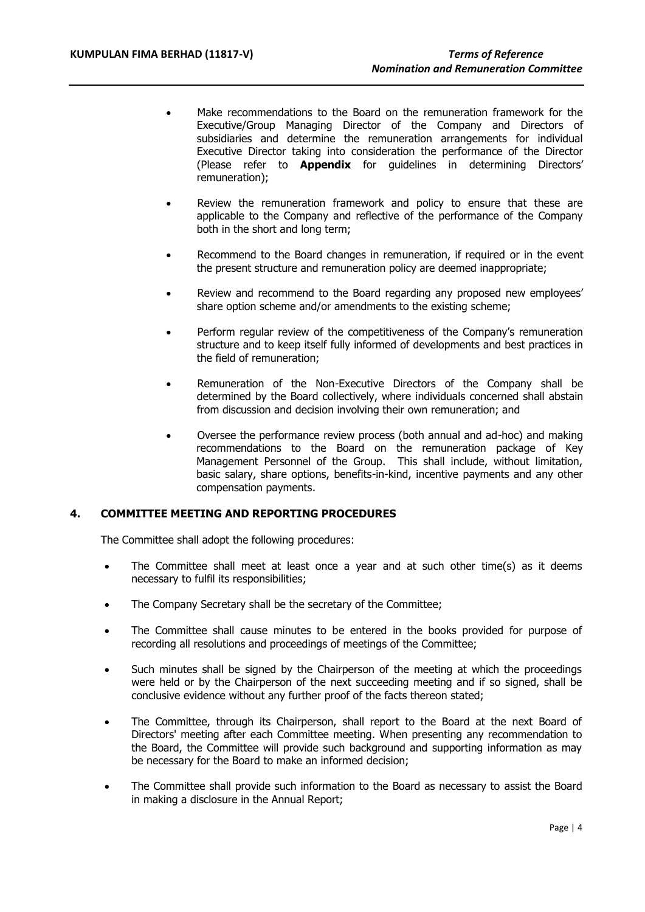- Make recommendations to the Board on the remuneration framework for the Executive/Group Managing Director of the Company and Directors of subsidiaries and determine the remuneration arrangements for individual Executive Director taking into consideration the performance of the Director (Please refer to **Appendix** for guidelines in determining Directors' remuneration);

- Review the remuneration framework and policy to ensure that these are applicable to the Company and reflective of the performance of the Company both in the short and long term;

- Recommend to the Board changes in remuneration, if required or in the event the present structure and remuneration policy are deemed inappropriate;

- Review and recommend to the Board regarding any proposed new employees' share option scheme and/or amendments to the existing scheme;

- Perform regular review of the competitiveness of the Company's remuneration structure and to keep itself fully informed of developments and best practices in the field of remuneration;

- Remuneration of the Non-Executive Directors of the Company shall be determined by the Board collectively, where individuals concerned shall abstain from discussion and decision involving their own remuneration; and

- Oversee the performance review process (both annual and ad-hoc) and making recommendations to the Board on the remuneration package of Key Management Personnel of the Group. This shall include, without limitation, basic salary, share options, benefits-in-kind, incentive payments and any other compensation payments.

## 4. COMMITTEE MEETING AND REPORTING PROCEDURES

The Committee shall adopt the following procedures:

- The Committee shall meet at least once a year and at such other time(s) as it deems necessary to fulfil its responsibilities;

- The Company Secretary shall be the secretary of the Committee;

- The Committee shall cause minutes to be entered in the books provided for purpose of recording all resolutions and proceedings of meetings of the Committee;

- Such minutes shall be signed by the Chairperson of the meeting at which the proceedings were held or by the Chairperson of the next succeeding meeting and if so signed, shall be conclusive evidence without any further proof of the facts thereon stated;

- The Committee, through its Chairperson, shall report to the Board at the next Board of Directors' meeting after each Committee meeting. When presenting any recommendation to the Board, the Committee will provide such background and supporting information as may be necessary for the Board to make an informed decision;

- The Committee shall provide such information to the Board as necessary to assist the Board in making a disclosure in the Annual Report;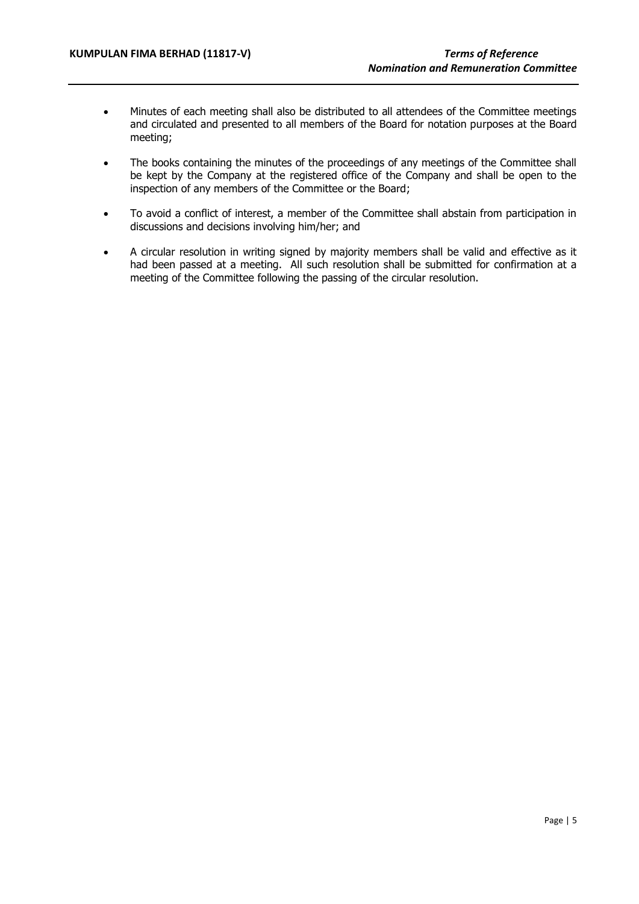- Minutes of each meeting shall also be distributed to all attendees of the Committee meetings and circulated and presented to all members of the Board for notation purposes at the Board meeting;

- The books containing the minutes of the proceedings of any meetings of the Committee shall be kept by the Company at the registered office of the Company and shall be open to the inspection of any members of the Committee or the Board;

- To avoid a conflict of interest, a member of the Committee shall abstain from participation in discussions and decisions involving him/her; and

- A circular resolution in writing signed by majority members shall be valid and effective as it had been passed at a meeting. All such resolution shall be submitted for confirmation at a meeting of the Committee following the passing of the circular resolution.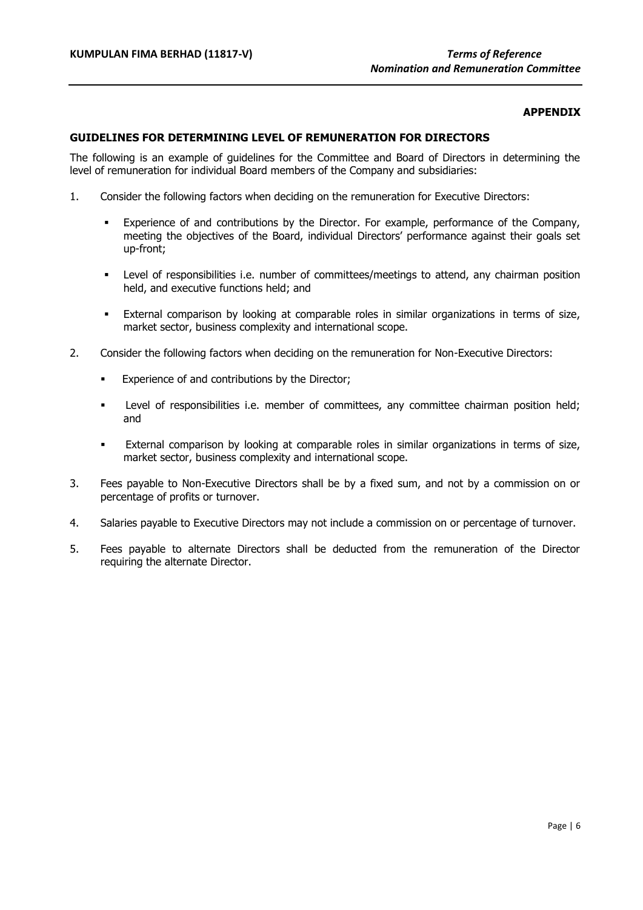**APPENDIX**

## GUIDELINES FOR DETERMINING LEVEL OF REMUNERATION FOR DIRECTORS

The following is an example of guidelines for the Committee and Board of Directors in determining the level of remuneration for individual Board members of the Company and subsidiaries:

1. Consider the following factors when deciding on the remuneration for Executive Directors:

   - Experience of and contributions by the Director. For example, performance of the Company, meeting the objectives of the Board, individual Directors' performance against their goals set up-front;

   - Level of responsibilities i.e. number of committees/meetings to attend, any chairman position held, and executive functions held; and

   - External comparison by looking at comparable roles in similar organizations in terms of size, market sector, business complexity and international scope.

2. Consider the following factors when deciding on the remuneration for Non-Executive Directors:

   - Experience of and contributions by the Director;

   - Level of responsibilities i.e. member of committees, any committee chairman position held; and

   - External comparison by looking at comparable roles in similar organizations in terms of size, market sector, business complexity and international scope.

3. Fees payable to Non-Executive Directors shall be by a fixed sum, and not by a commission on or percentage of profits or turnover.

4. Salaries payable to Executive Directors may not include a commission on or percentage of turnover.

5. Fees payable to alternate Directors shall be deducted from the remuneration of the Director requiring the alternate Director.